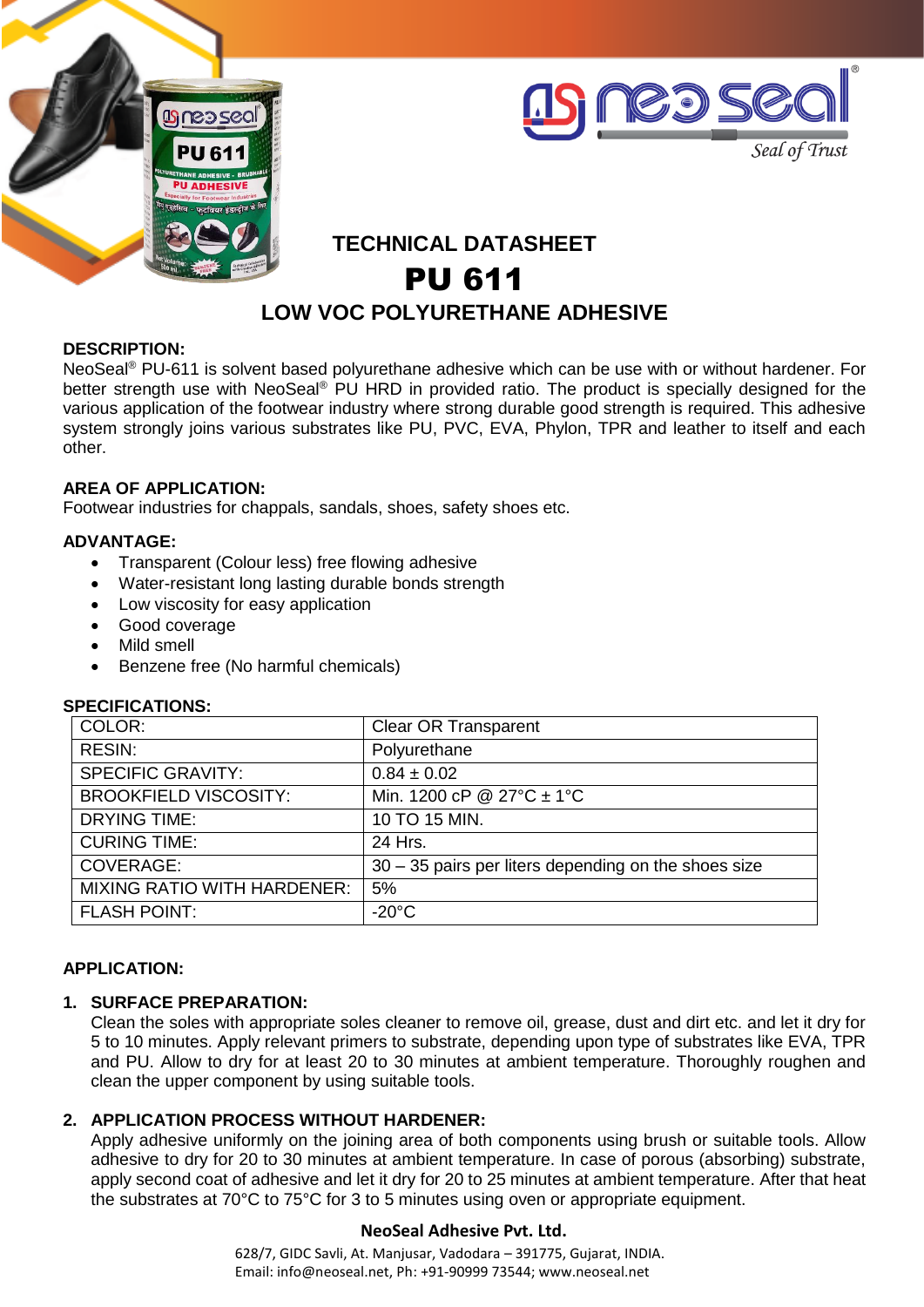# TECHNICAL DATASHEET

# PU 611

## LOW VOC POLYURETHANE ADHESIVE

**DESCRIPTION:**

NeoSeal® PU-611 is solvent based polyurethane adhesive which can be use with or without hardener. For better strength use with NeoSeal® PU HRD in provided ratio. The product is specially designed for the various application of the footwear industry where strong durable good strength is required. This adhesive system strongly joins various substrates like PU, PVC, EVA, Phylon, TPR and leather to itself and each other.

**AREA OF APPLICATION:**

Footwear industries for chappals, sandals, shoes, safety shoes etc.

**ADVANTAGE:**

- Transparent (Colour less) free flowing adhesive
- Water-resistant long lasting durable bonds strength
- Low viscosity for easy application
- Good coverage
- Mild smell
- Benzene free (No harmful chemicals)

**SPECIFICATIONS:**

| | |
|---|---|
| COLOR: | Clear OR Transparent |
| RESIN: | Polyurethane |
| SPECIFIC GRAVITY: | 0.84 ± 0.02 |
| BROOKFIELD VISCOSITY: | Min. 1200 cP @ 27°C ± 1°C |
| DRYING TIME: | 10 TO 15 MIN. |
| CURING TIME: | 24 Hrs. |
| COVERAGE: | 30 – 35 pairs per liters depending on the shoes size |
| MIXING RATIO WITH HARDENER: | 5% |
| FLASH POINT: | -20°C |

**APPLICATION:**

1. **SURFACE PREPARATION:**
   Clean the soles with appropriate soles cleaner to remove oil, grease, dust and dirt etc. and let it dry for 5 to 10 minutes. Apply relevant primers to substrate, depending upon type of substrates like EVA, TPR and PU. Allow to dry for at least 20 to 30 minutes at ambient temperature. Thoroughly roughen and clean the upper component by using suitable tools.

2. **APPLICATION PROCESS WITHOUT HARDENER:**
   Apply adhesive uniformly on the joining area of both components using brush or suitable tools. Allow adhesive to dry for 20 to 30 minutes at ambient temperature. In case of porous (absorbing) substrate, apply second coat of adhesive and let it dry for 20 to 25 minutes at ambient temperature. After that heat the substrates at 70°C to 75°C for 3 to 5 minutes using oven or appropriate equipment.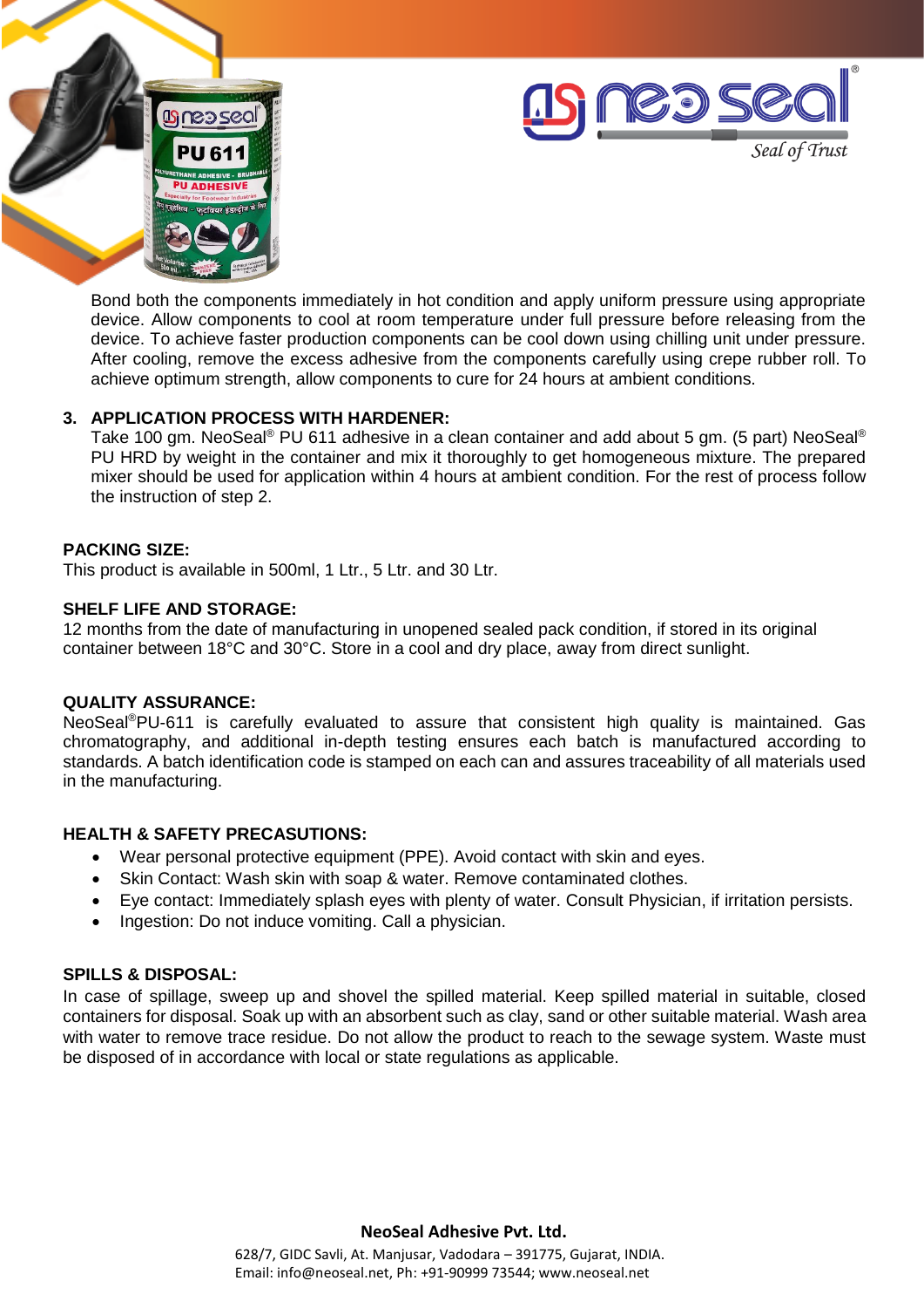Bond both the components immediately in hot condition and apply uniform pressure using appropriate device. Allow components to cool at room temperature under full pressure before releasing from the device. To achieve faster production components can be cool down using chilling unit under pressure. After cooling, remove the excess adhesive from the components carefully using crepe rubber roll. To achieve optimum strength, allow components to cure for 24 hours at ambient conditions.

### 3. APPLICATION PROCESS WITH HARDENER:

Take 100 gm. NeoSeal® PU 611 adhesive in a clean container and add about 5 gm. (5 part) NeoSeal® PU HRD by weight in the container and mix it thoroughly to get homogeneous mixture. The prepared mixer should be used for application within 4 hours at ambient condition. For the rest of process follow the instruction of step 2.

### PACKING SIZE:

This product is available in 500ml, 1 Ltr., 5 Ltr. and 30 Ltr.

### SHELF LIFE AND STORAGE:

12 months from the date of manufacturing in unopened sealed pack condition, if stored in its original container between 18°C and 30°C. Store in a cool and dry place, away from direct sunlight.

### QUALITY ASSURANCE:

NeoSeal®PU-611 is carefully evaluated to assure that consistent high quality is maintained. Gas chromatography, and additional in-depth testing ensures each batch is manufactured according to standards. A batch identification code is stamped on each can and assures traceability of all materials used in the manufacturing.

### HEALTH & SAFETY PRECASUTIONS:

- Wear personal protective equipment (PPE). Avoid contact with skin and eyes.
- Skin Contact: Wash skin with soap & water. Remove contaminated clothes.
- Eye contact: Immediately splash eyes with plenty of water. Consult Physician, if irritation persists.
- Ingestion: Do not induce vomiting. Call a physician.

### SPILLS & DISPOSAL:

In case of spillage, sweep up and shovel the spilled material. Keep spilled material in suitable, closed containers for disposal. Soak up with an absorbent such as clay, sand or other suitable material. Wash area with water to remove trace residue. Do not allow the product to reach to the sewage system. Waste must be disposed of in accordance with local or state regulations as applicable.

**NeoSeal Adhesive Pvt. Ltd.**

628/7, GIDC Savli, At. Manjusar, Vadodara – 391775, Gujarat, INDIA.
Email: info@neoseal.net, Ph: +91-90999 73544; www.neoseal.net